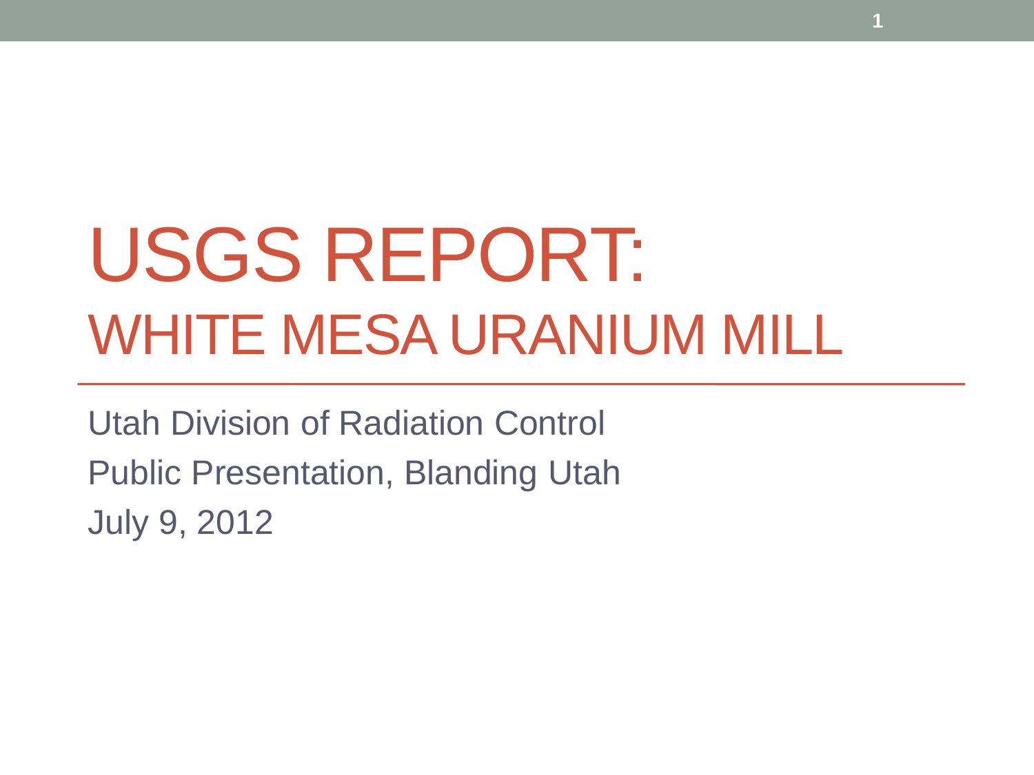# USGS REPORT: WHITE MESA URANIUM MILL

Utah Division of Radiation Control

Public Presentation, Blanding Utah

July 9, 2012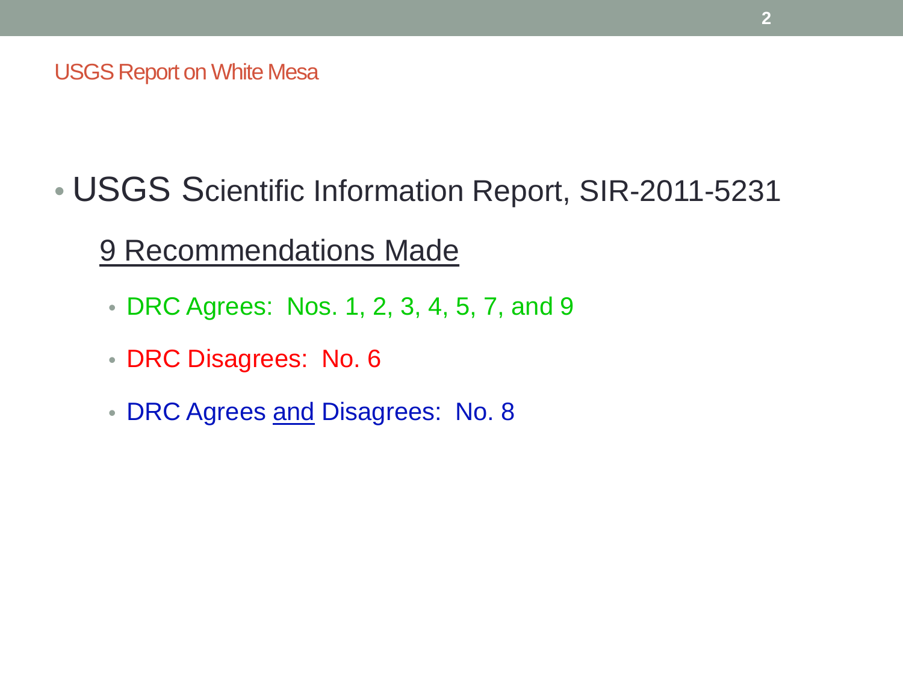## USGS Report on White Mesa

- USGS Scientific Information Report, SIR-2011-5231

  9 Recommendations Made

  - DRC Agrees: Nos. 1, 2, 3, 4, 5, 7, and 9
  - DRC Disagrees: No. 6
  - DRC Agrees and Disagrees: No. 8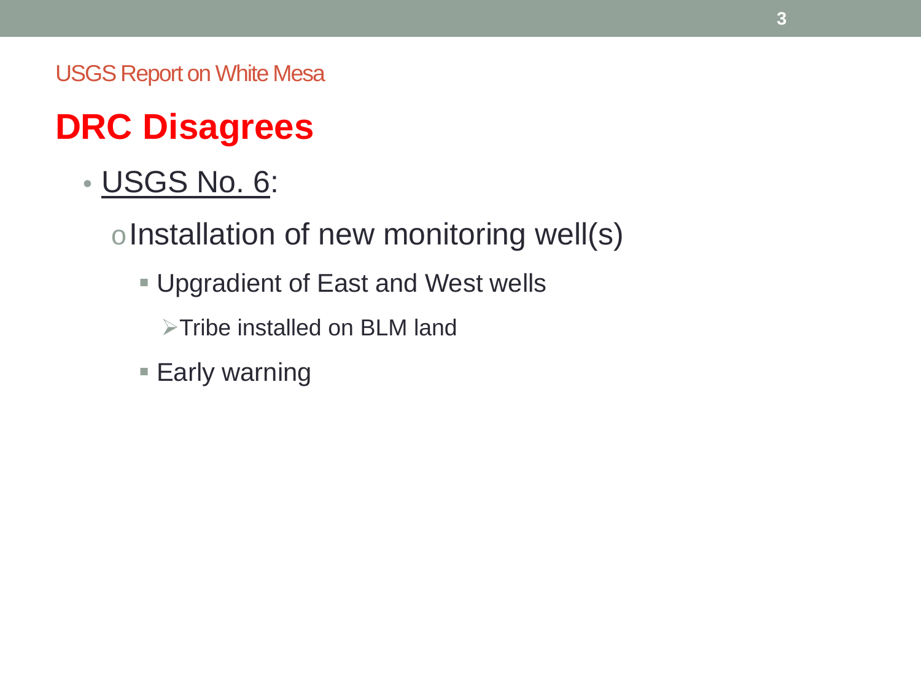USGS Report on White Mesa

# DRC Disagrees

- USGS No. 6:
  - Installation of new monitoring well(s)
    - Upgradient of East and West wells
      - Tribe installed on BLM land
    - Early warning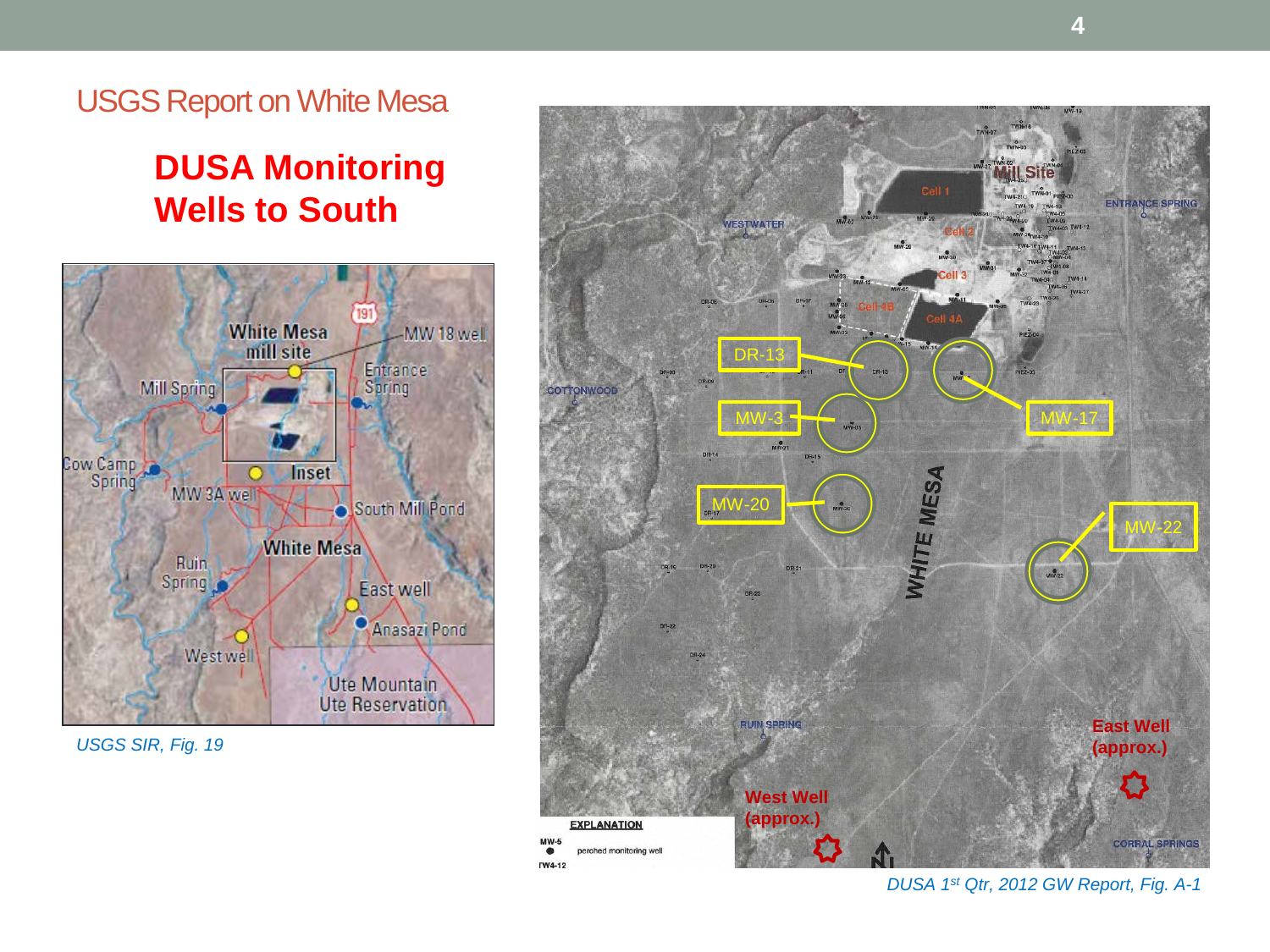## USGS Report on White Mesa

# DUSA Monitoring Wells to South

*USGS SIR, Fig. 19*

*DUSA 1st Qtr, 2012 GW Report, Fig. A-1*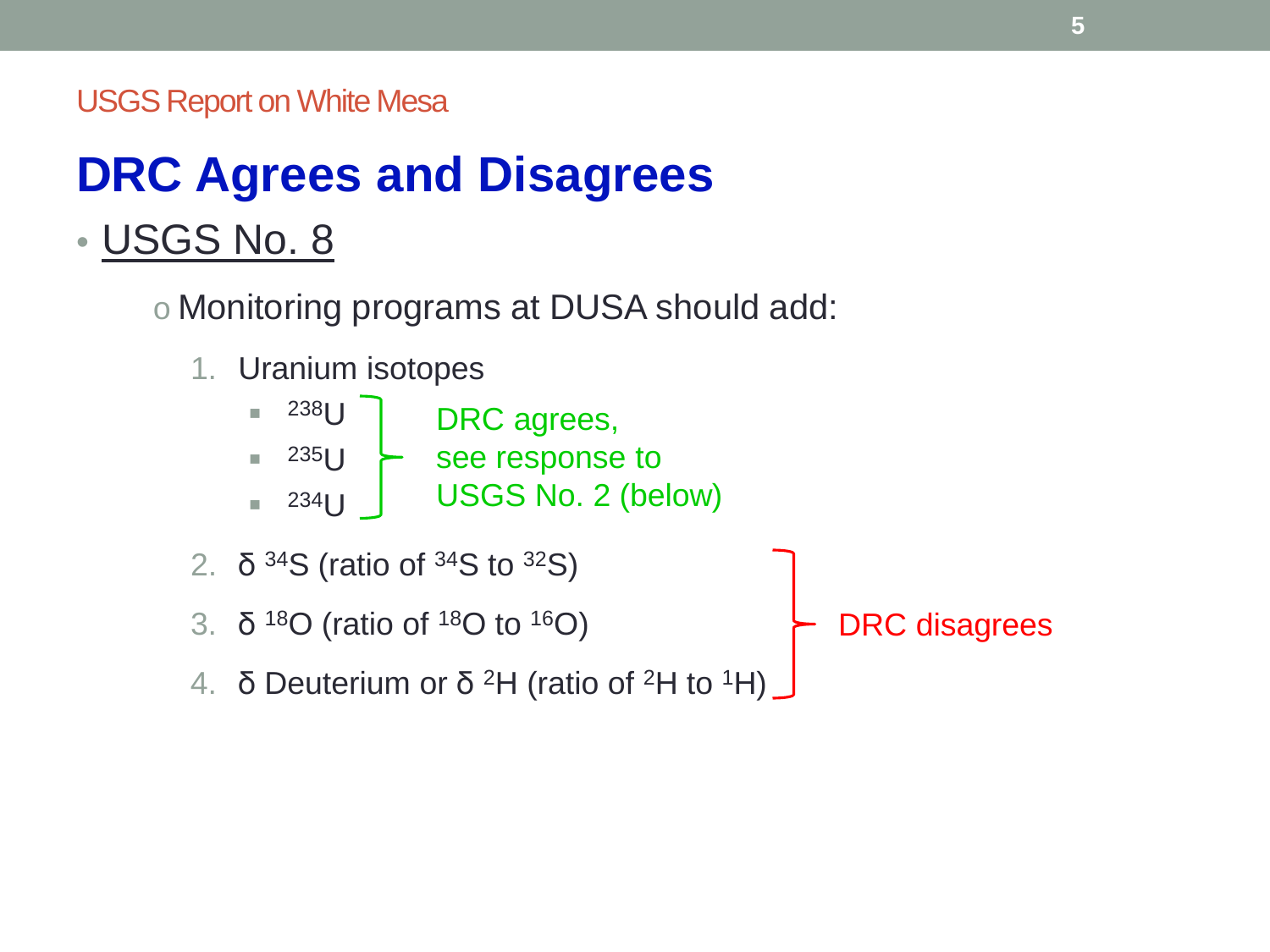USGS Report on White Mesa

# DRC Agrees and Disagrees

- USGS No. 8
  - Monitoring programs at DUSA should add:
    1. Uranium isotopes
       - $^{238}U$
       - $^{235}U$
       - $^{234}U$

       DRC agrees, see response to USGS No. 2 (below)
    2. δ $^{34}S$ (ratio of $^{34}S$ to $^{32}S$)
    3. δ $^{18}O$ (ratio of $^{18}O$ to $^{16}O$)
    4. δ Deuterium or δ $^{2}H$ (ratio of $^{2}H$ to $^{1}H$)

    DRC disagrees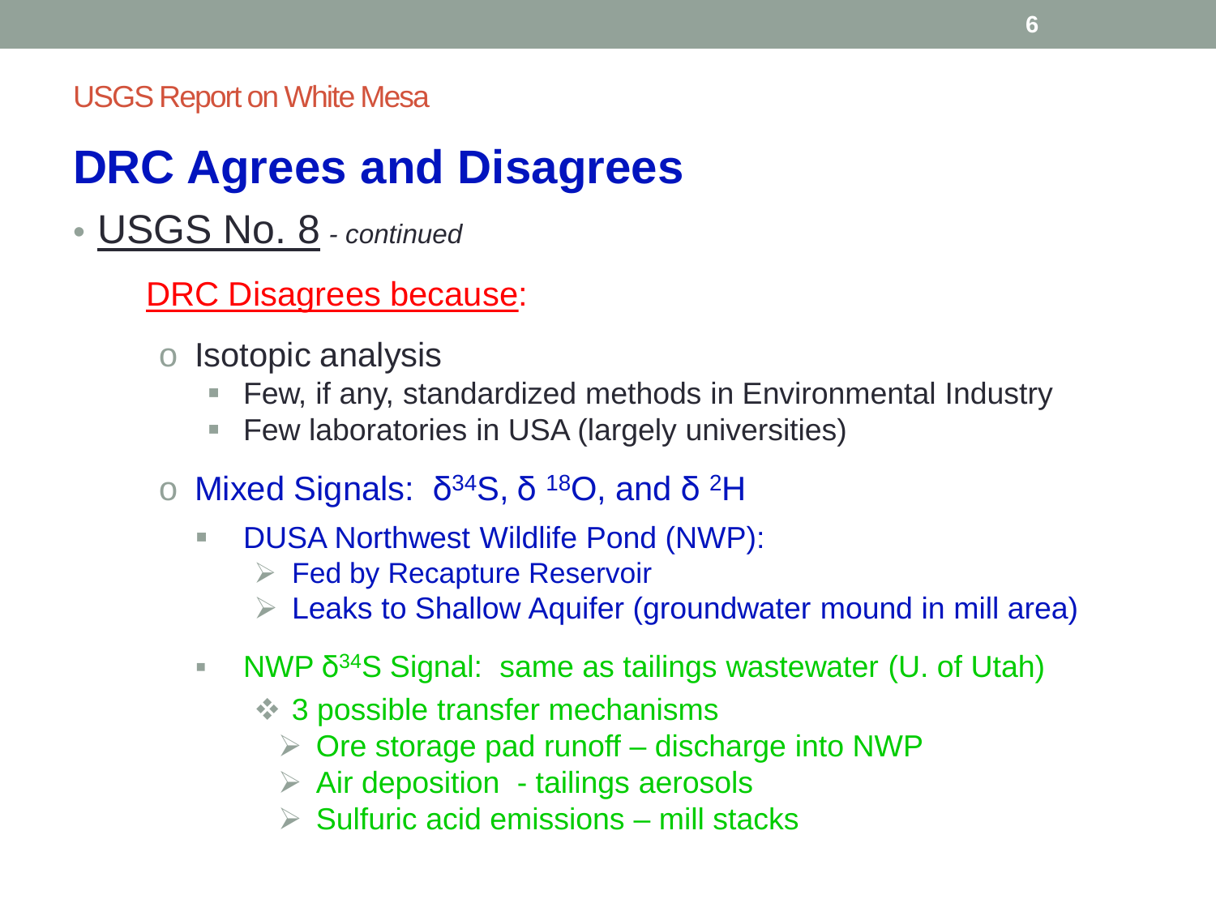USGS Report on White Mesa

# DRC Agrees and Disagrees

- USGS No. 8 *- continued*

  DRC Disagrees because:

  - Isotopic analysis
    - Few, if any, standardized methods in Environmental Industry
    - Few laboratories in USA (largely universities)
  - Mixed Signals: $\delta^{34}S$, $\delta^{18}O$, and $\delta^{2}H$
    - DUSA Northwest Wildlife Pond (NWP):
      - Fed by Recapture Reservoir
      - Leaks to Shallow Aquifer (groundwater mound in mill area)
    - NWP $\delta^{34}S$ Signal: same as tailings wastewater (U. of Utah)
      - 3 possible transfer mechanisms
        - Ore storage pad runoff – discharge into NWP
        - Air deposition - tailings aerosols
        - Sulfuric acid emissions – mill stacks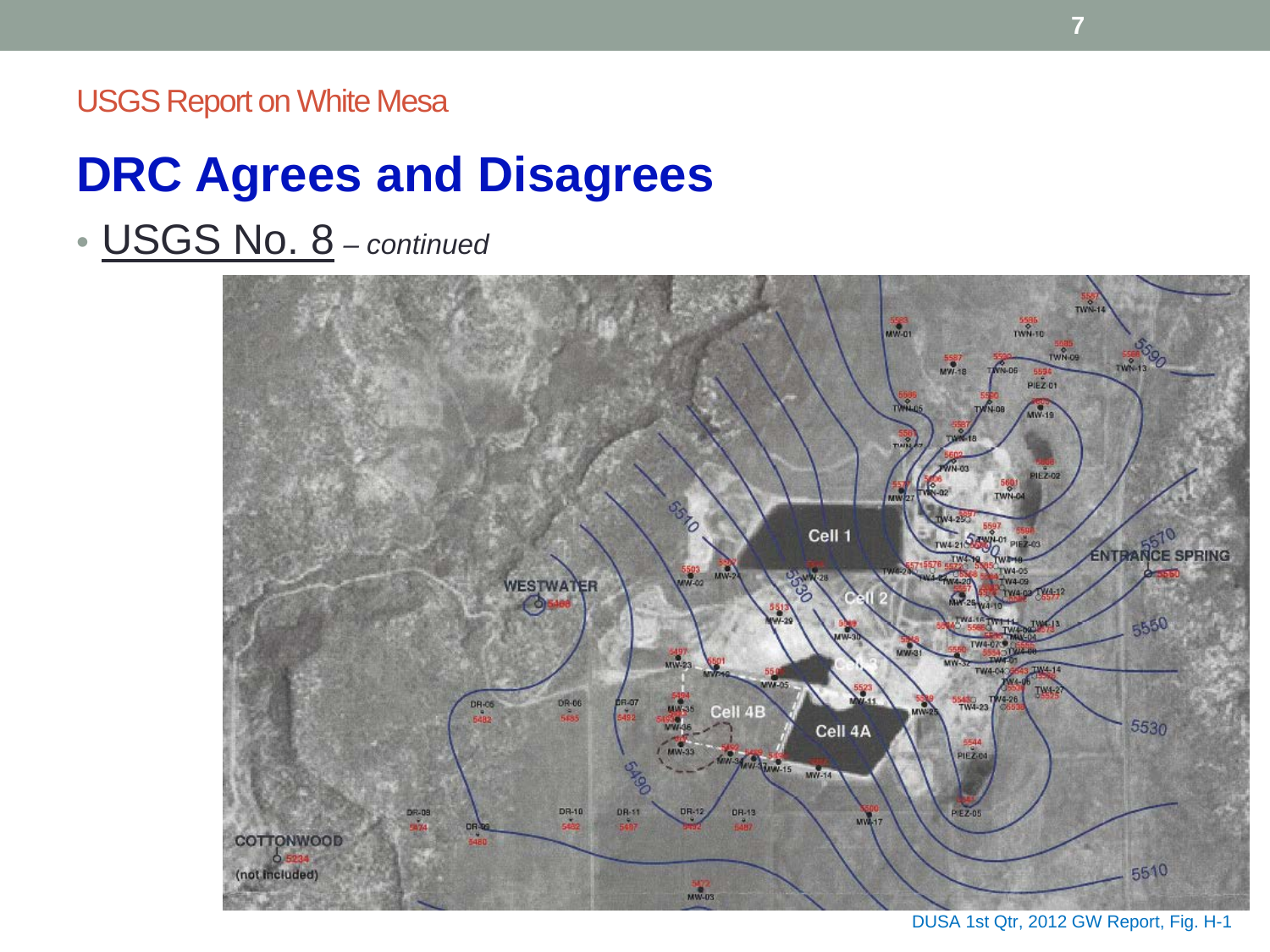USGS Report on White Mesa

# DRC Agrees and Disagrees

- USGS No. 8 – *continued*

DUSA 1st Qtr, 2012 GW Report, Fig. H-1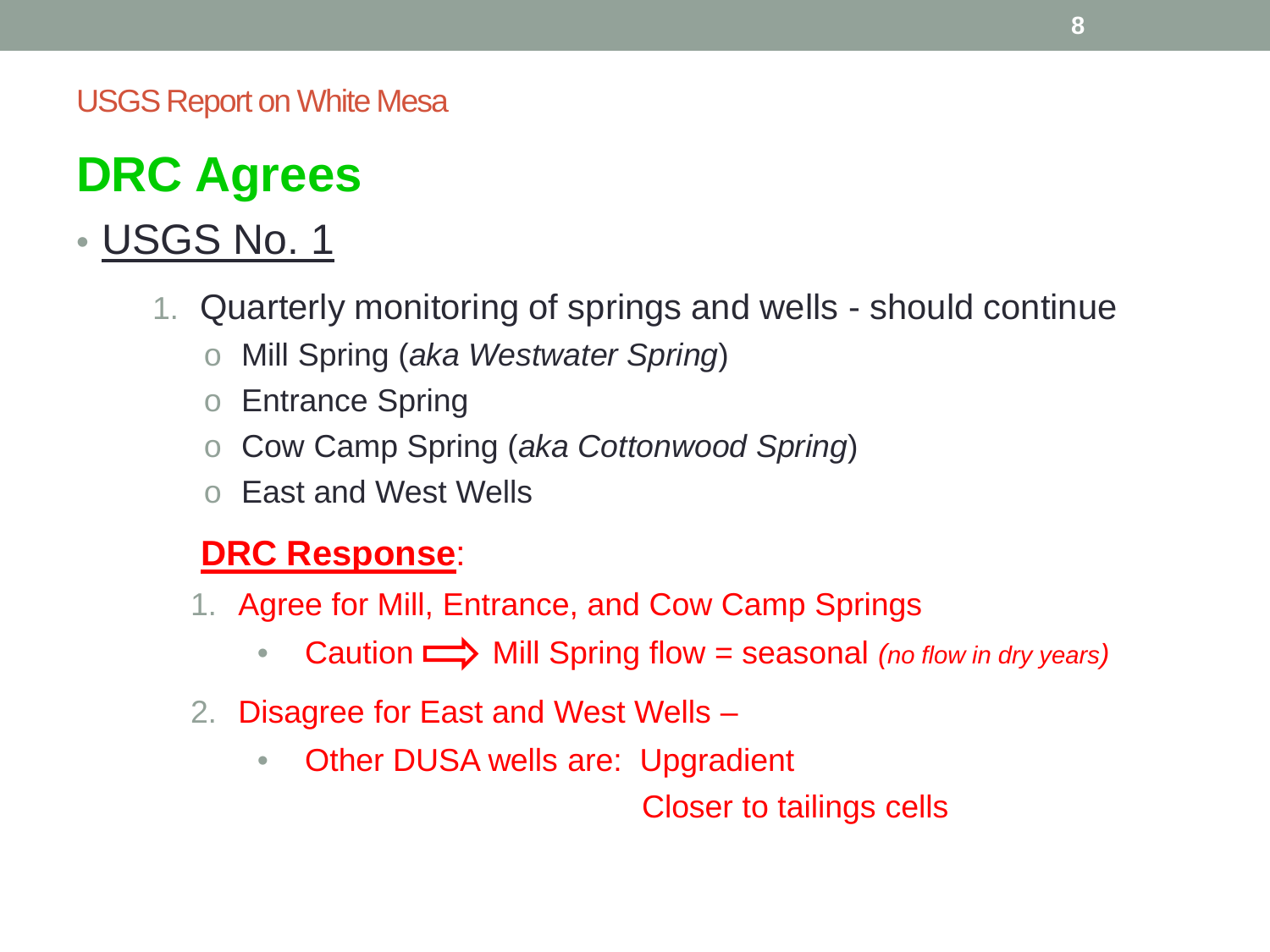USGS Report on White Mesa

# DRC Agrees

- <u>USGS No. 1</u>

1. Quarterly monitoring of springs and wells - should continue
   - Mill Spring (*aka Westwater Spring*)
   - Entrance Spring
   - Cow Camp Spring (*aka Cottonwood Spring*)
   - East and West Wells

**<u>DRC Response</u>**:

1. Agree for Mill, Entrance, and Cow Camp Springs
   - Caution ⟹ Mill Spring flow = seasonal *(no flow in dry years)*
2. Disagree for East and West Wells –
   - Other DUSA wells are: Upgradient
     Closer to tailings cells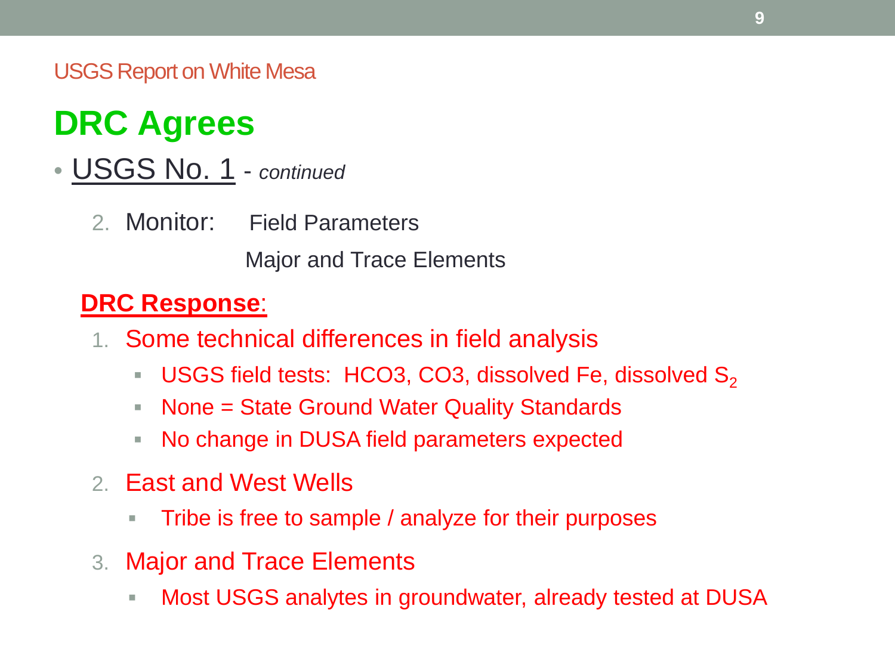USGS Report on White Mesa

# DRC Agrees

- USGS No. 1 - *continued*

  2. Monitor: Field Parameters

     Major and Trace Elements

**DRC Response**:

1. Some technical differences in field analysis
   - USGS field tests: HCO3, CO3, dissolved Fe, dissolved $S_2$
   - None = State Ground Water Quality Standards
   - No change in DUSA field parameters expected
2. East and West Wells
   - Tribe is free to sample / analyze for their purposes
3. Major and Trace Elements
   - Most USGS analytes in groundwater, already tested at DUSA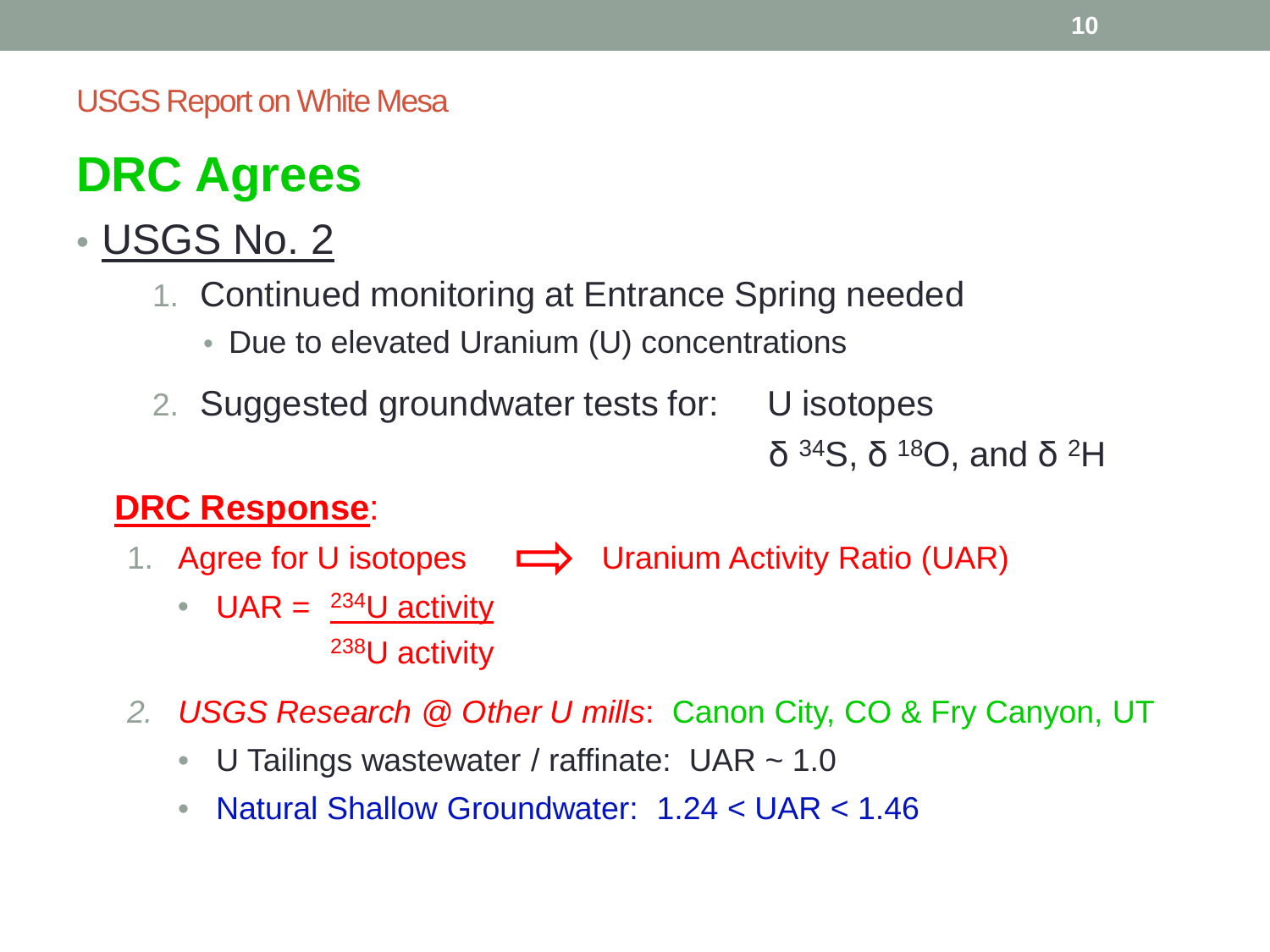USGS Report on White Mesa

# DRC Agrees

- <u>USGS No. 2</u>
  1. Continued monitoring at Entrance Spring needed
     - Due to elevated Uranium (U) concentrations
  2. Suggested groundwater tests for: U isotopes
     $\delta\,^{34}S$, $\delta\,^{18}O$, and $\delta\,^{2}H$

**<u>DRC Response</u>**:

1. Agree for U isotopes ⟹ Uranium Activity Ratio (UAR)
   - $$UAR = \frac{^{234}U \text{ activity}}{^{238}U \text{ activity}}$$
2. *USGS Research @ Other U mills*: Canon City, CO & Fry Canyon, UT
   - U Tailings wastewater / raffinate: UAR ~ 1.0
   - Natural Shallow Groundwater: $1.24 < UAR < 1.46$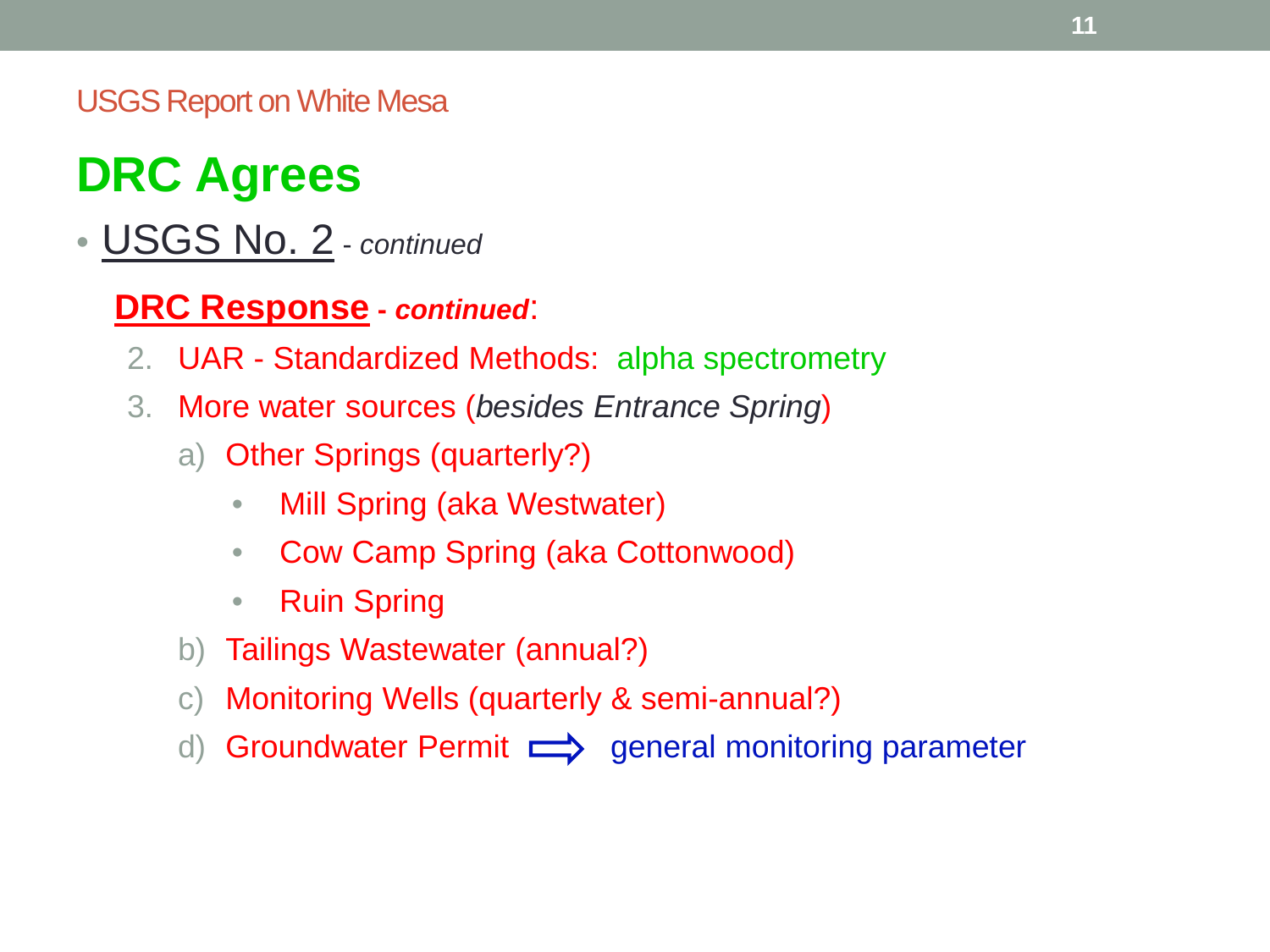USGS Report on White Mesa

# DRC Agrees

- <u>USGS No. 2</u> - *continued*

**<u>DRC Response</u> - *continued***:

2. UAR - Standardized Methods: alpha spectrometry
3. More water sources (*besides Entrance Spring*)
   a) Other Springs (quarterly?)
      - Mill Spring (aka Westwater)
      - Cow Camp Spring (aka Cottonwood)
      - Ruin Spring

   b) Tailings Wastewater (annual?)
   c) Monitoring Wells (quarterly & semi-annual?)
   d) Groundwater Permit ⇨ general monitoring parameter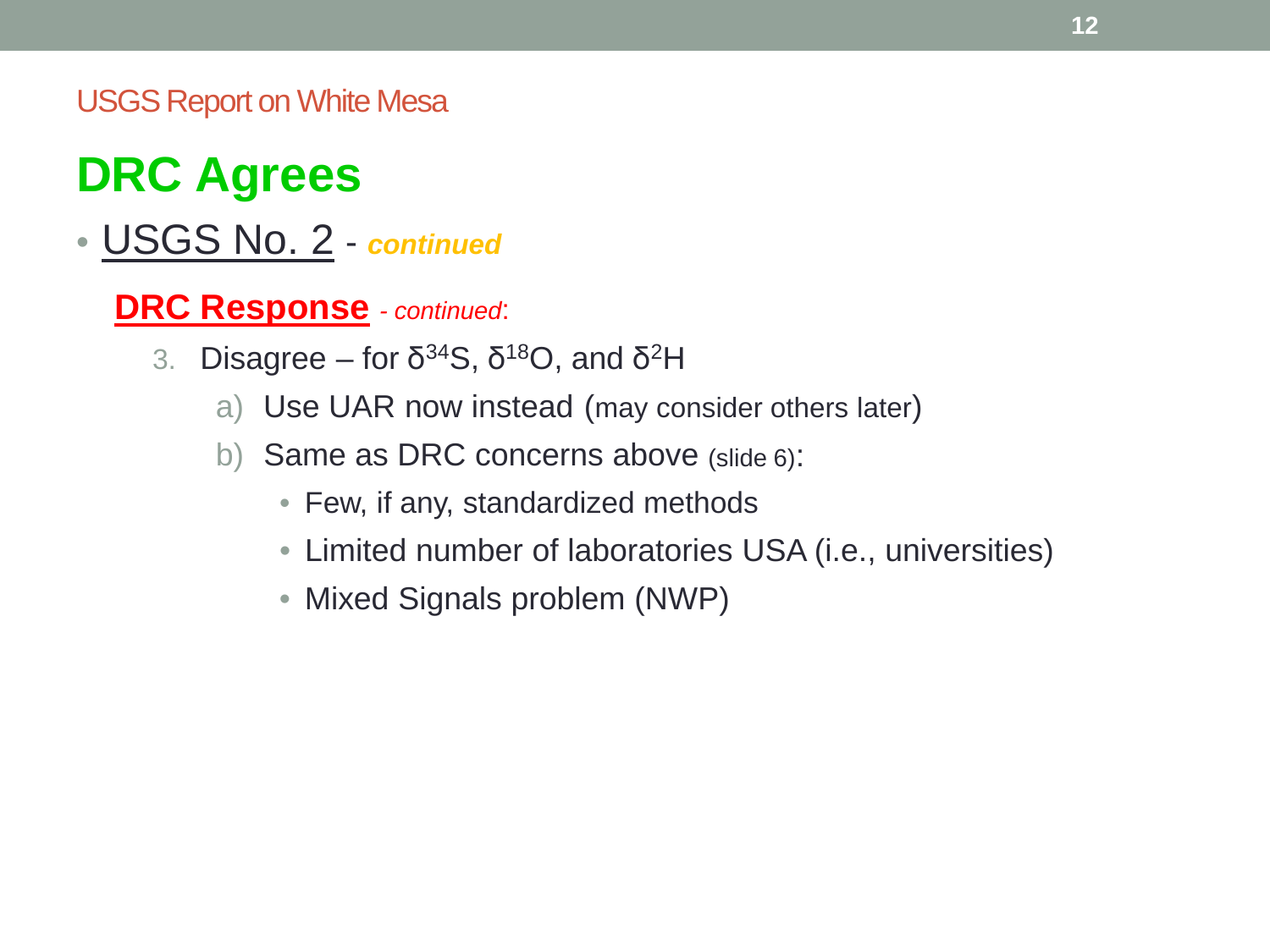USGS Report on White Mesa

# DRC Agrees

- USGS No. 2 - ***continued***

  **DRC Response** *- continued*:

  3. Disagree – for $\delta^{34}S$, $\delta^{18}O$, and $\delta^{2}H$
     a) Use UAR now instead (may consider others later)
     b) Same as DRC concerns above (slide 6):
        - Few, if any, standardized methods
        - Limited number of laboratories USA (i.e., universities)
        - Mixed Signals problem (NWP)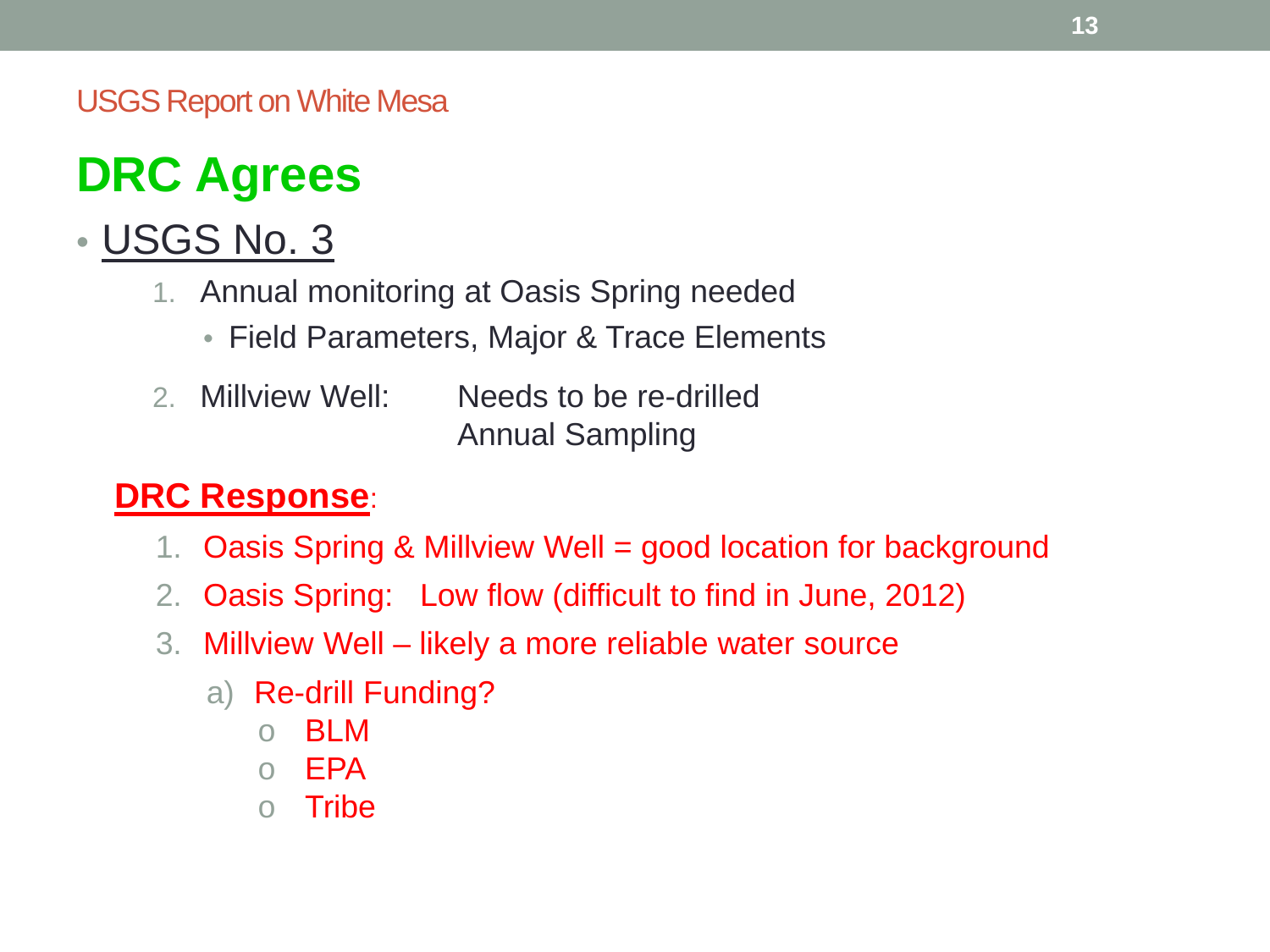USGS Report on White Mesa

# DRC Agrees

- USGS No. 3
  1. Annual monitoring at Oasis Spring needed
     - Field Parameters, Major & Trace Elements
  2. Millview Well: Needs to be re-drilled
     Annual Sampling

**DRC Response**:

1. Oasis Spring & Millview Well = good location for background
2. Oasis Spring: Low flow (difficult to find in June, 2012)
3. Millview Well – likely a more reliable water source
   a) Re-drill Funding?
      - BLM
      - EPA
      - Tribe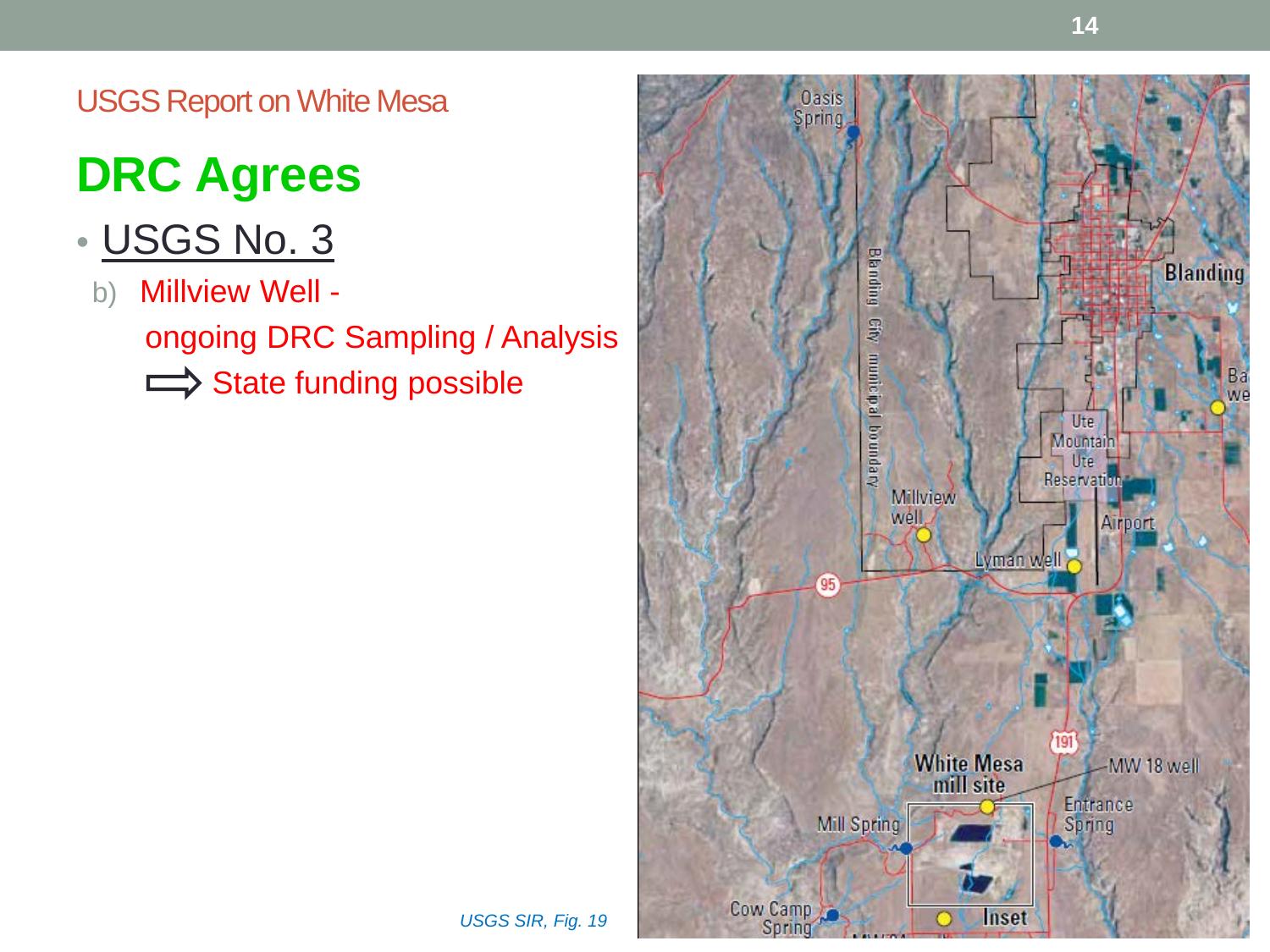USGS Report on White Mesa

# DRC Agrees

- USGS No. 3
  - b) Millview Well -
    ongoing DRC Sampling / Analysis
    ⇨ State funding possible

*USGS SIR, Fig. 19*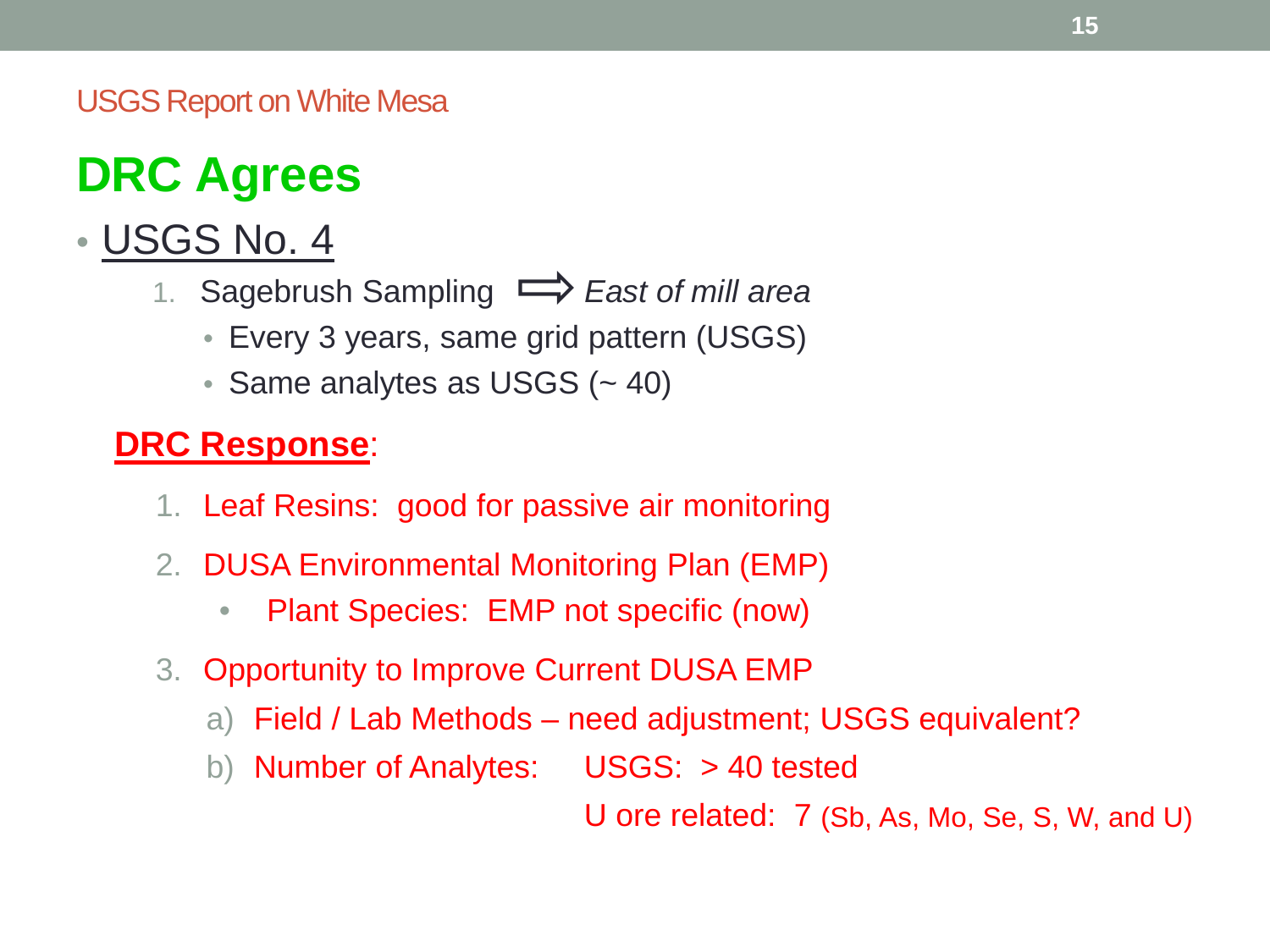USGS Report on White Mesa

# DRC Agrees

- <u>USGS No. 4</u>
  1. Sagebrush Sampling ⇨ *East of mill area*
     - Every 3 years, same grid pattern (USGS)
     - Same analytes as USGS (~ 40)

**<u>DRC Response</u>**:

1. Leaf Resins: good for passive air monitoring
2. DUSA Environmental Monitoring Plan (EMP)
   - Plant Species: EMP not specific (now)
3. Opportunity to Improve Current DUSA EMP
   a) Field / Lab Methods – need adjustment; USGS equivalent?
   b) Number of Analytes: USGS: > 40 tested
      U ore related: 7 (Sb, As, Mo, Se, S, W, and U)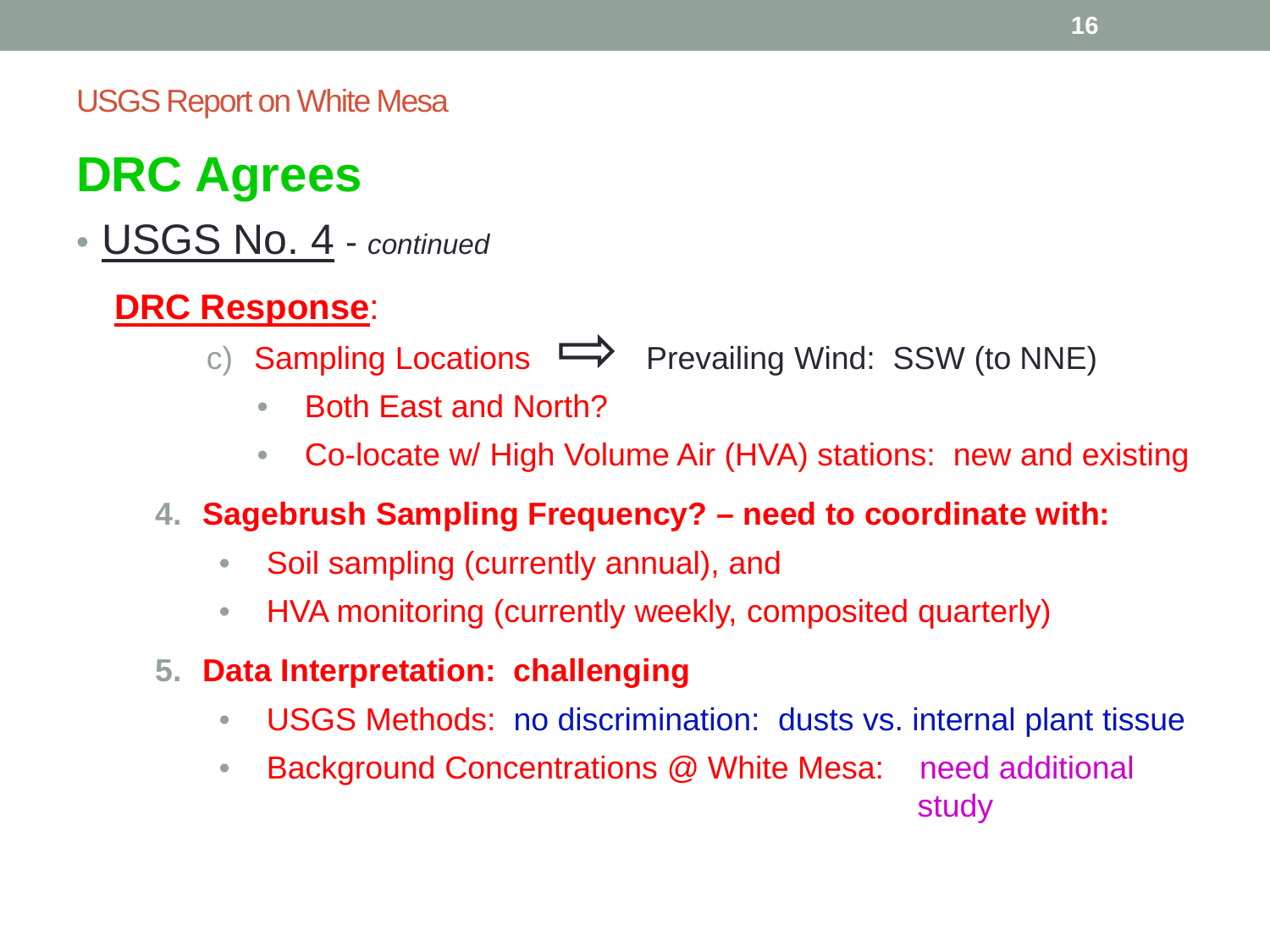USGS Report on White Mesa

# DRC Agrees

- USGS No. 4 - *continued*

**DRC Response**:

c) Sampling Locations ⇨ Prevailing Wind: SSW (to NNE)

- Both East and North?
- Co-locate w/ High Volume Air (HVA) stations: new and existing

4. **Sagebrush Sampling Frequency? – need to coordinate with:**
   - Soil sampling (currently annual), and
   - HVA monitoring (currently weekly, composited quarterly)

5. **Data Interpretation: challenging**
   - USGS Methods: no discrimination: dusts vs. internal plant tissue
   - Background Concentrations @ White Mesa: need additional study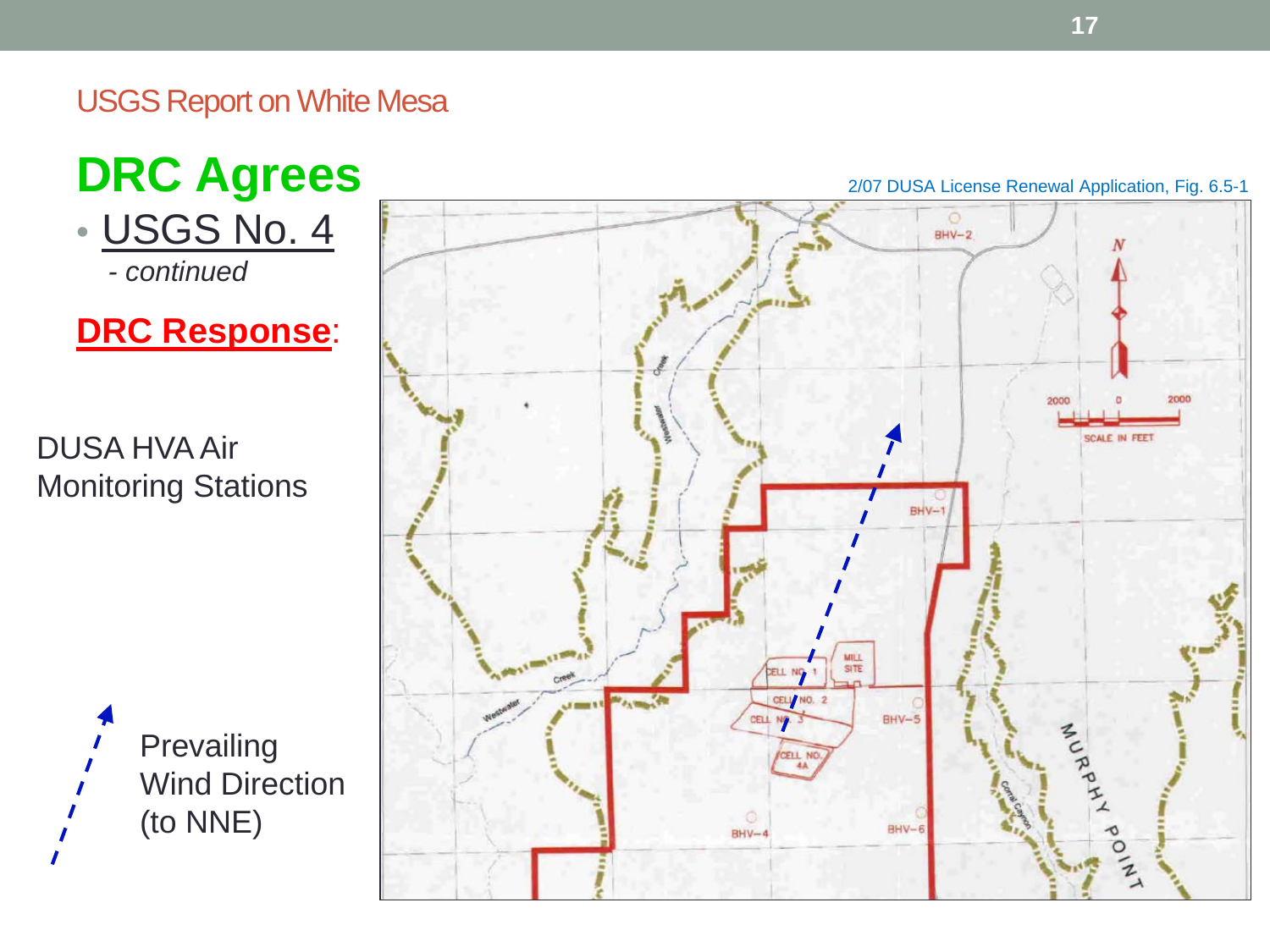USGS Report on White Mesa

# DRC Agrees

- USGS No. 4

  *- continued*

**DRC Response**:

DUSA HVA Air Monitoring Stations

Prevailing Wind Direction (to NNE)

2/07 DUSA License Renewal Application, Fig. 6.5-1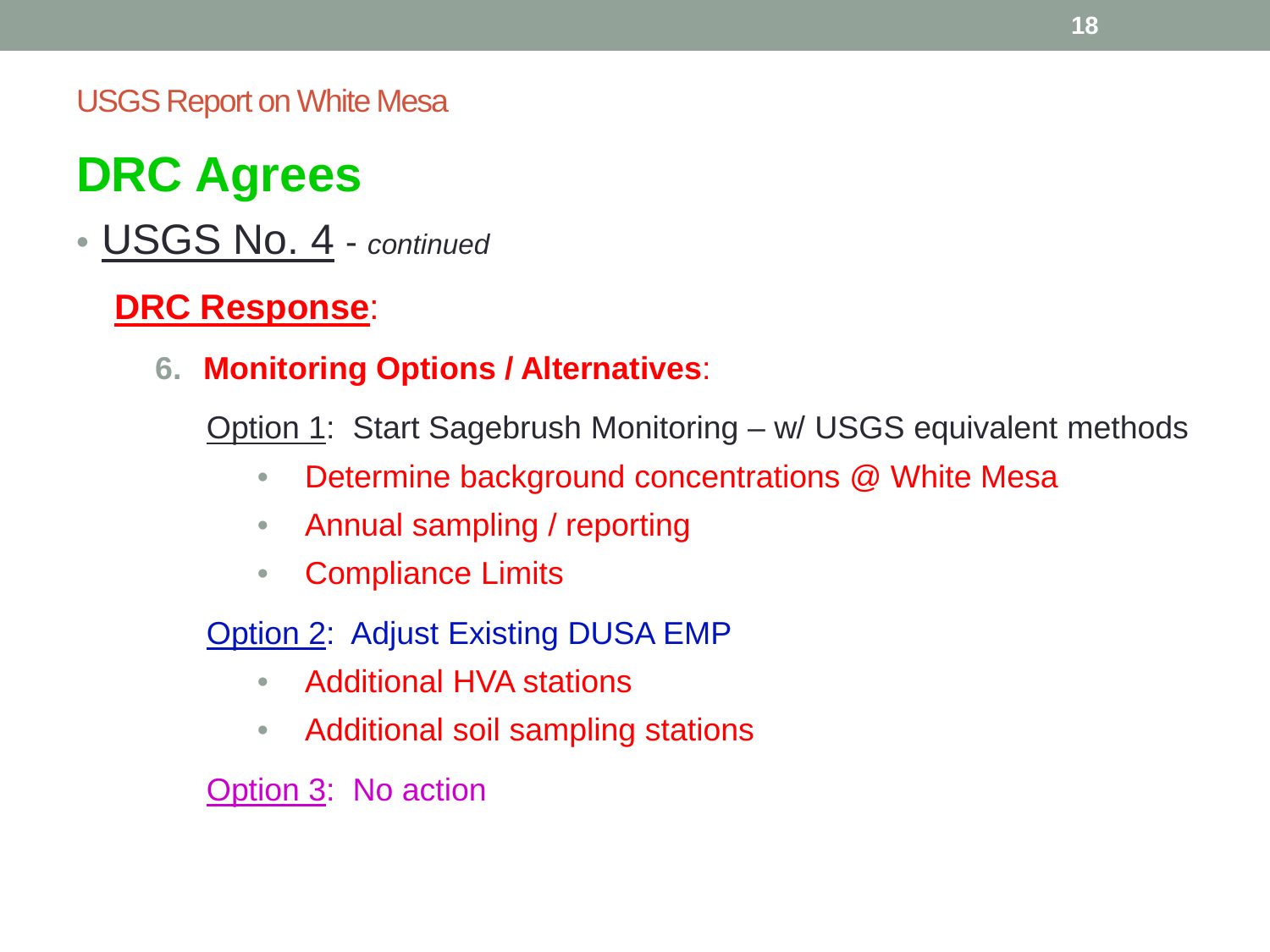USGS Report on White Mesa

# DRC Agrees

- USGS No. 4 - *continued*

  **DRC Response**:

  6. **Monitoring Options / Alternatives**:

     Option 1: Start Sagebrush Monitoring – w/ USGS equivalent methods

     - Determine background concentrations @ White Mesa
     - Annual sampling / reporting
     - Compliance Limits

     Option 2: Adjust Existing DUSA EMP

     - Additional HVA stations
     - Additional soil sampling stations

     Option 3: No action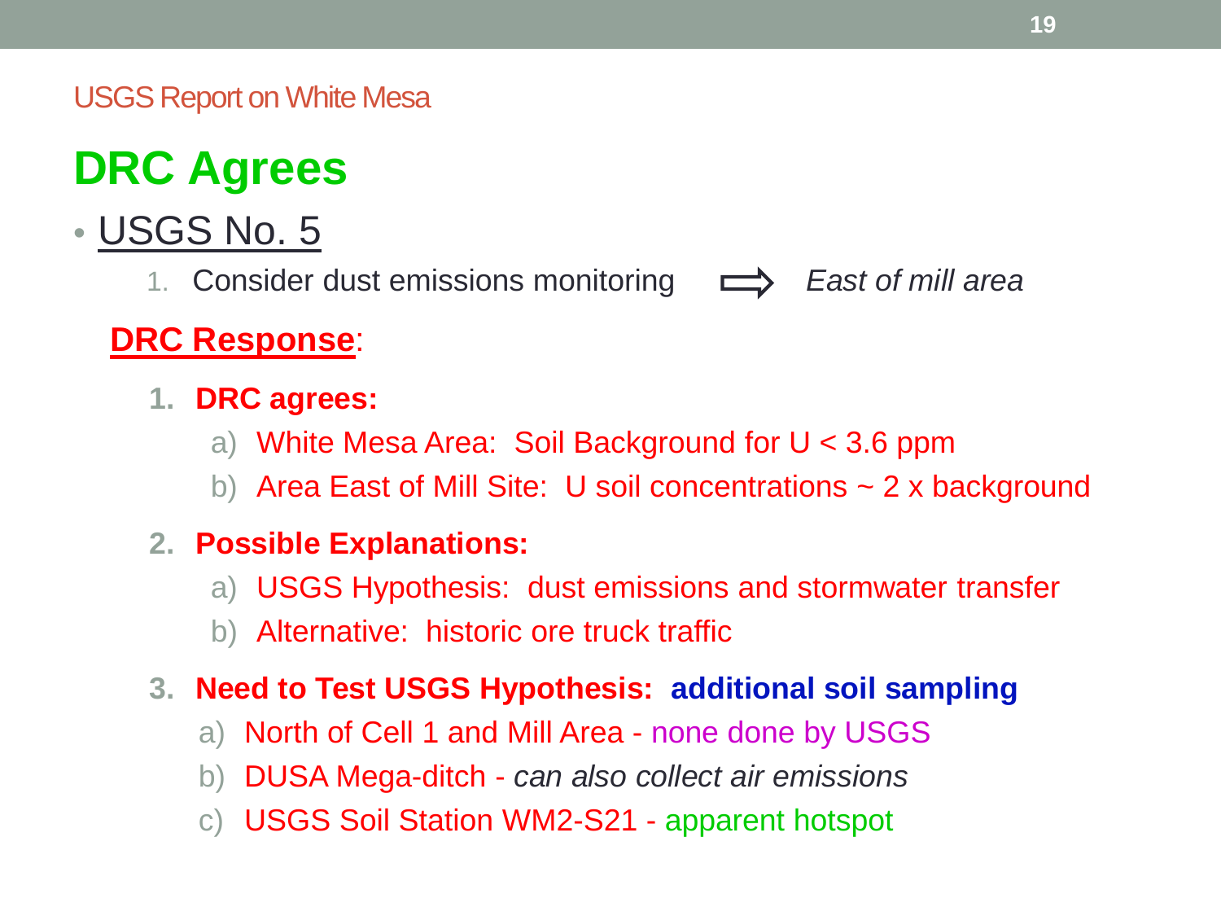USGS Report on White Mesa

# DRC Agrees

- USGS No. 5
  1. Consider dust emissions monitoring ⟹ *East of mill area*

**DRC Response**:

1. **DRC agrees:**
   a) White Mesa Area: Soil Background for U < 3.6 ppm
   b) Area East of Mill Site: U soil concentrations ~ 2 x background
2. **Possible Explanations:**
   a) USGS Hypothesis: dust emissions and stormwater transfer
   b) Alternative: historic ore truck traffic
3. **Need to Test USGS Hypothesis: additional soil sampling**
   a) North of Cell 1 and Mill Area - none done by USGS
   b) DUSA Mega-ditch - *can also collect air emissions*
   c) USGS Soil Station WM2-S21 - apparent hotspot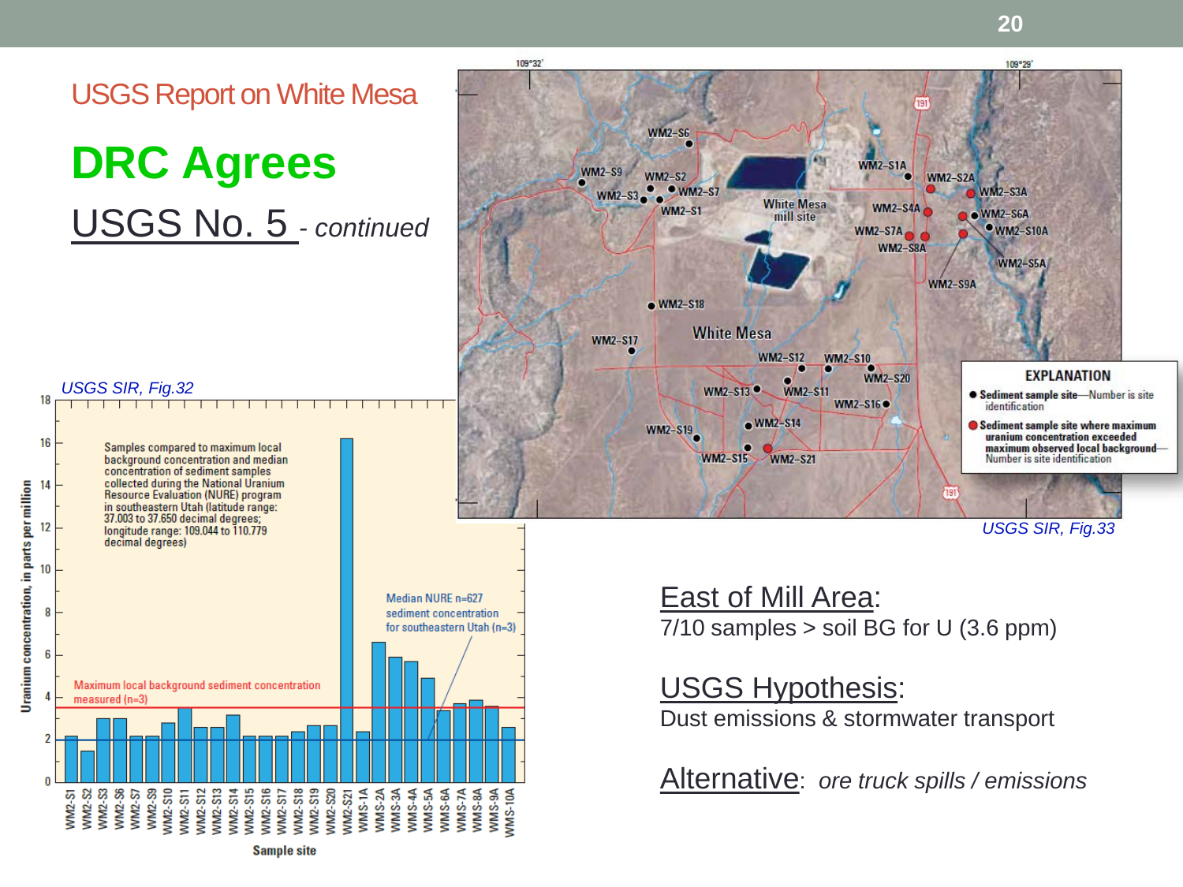## USGS Report on White Mesa

# DRC Agrees

## USGS No. 5 - *continued*

*USGS SIR, Fig.32*

*USGS SIR, Fig.33*

**East of Mill Area:**
7/10 samples > soil BG for U (3.6 ppm)

**USGS Hypothesis:**
Dust emissions & stormwater transport

**Alternative:** *ore truck spills / emissions*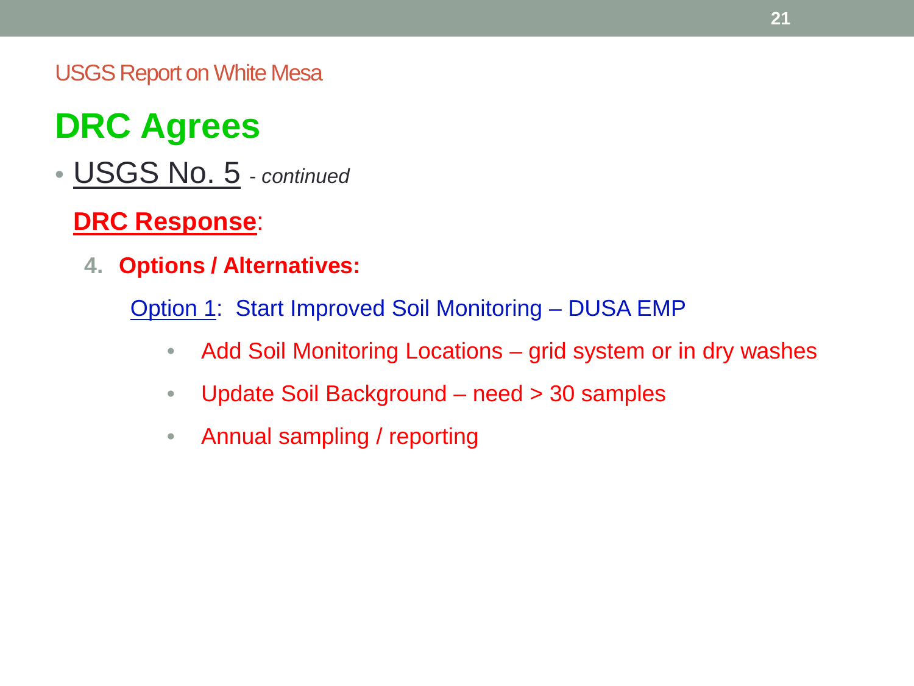USGS Report on White Mesa

# DRC Agrees

- USGS No. 5 *- continued*

  **DRC Response**:

  4. **Options / Alternatives:**

     Option 1: Start Improved Soil Monitoring – DUSA EMP

     - Add Soil Monitoring Locations – grid system or in dry washes
     - Update Soil Background – need > 30 samples
     - Annual sampling / reporting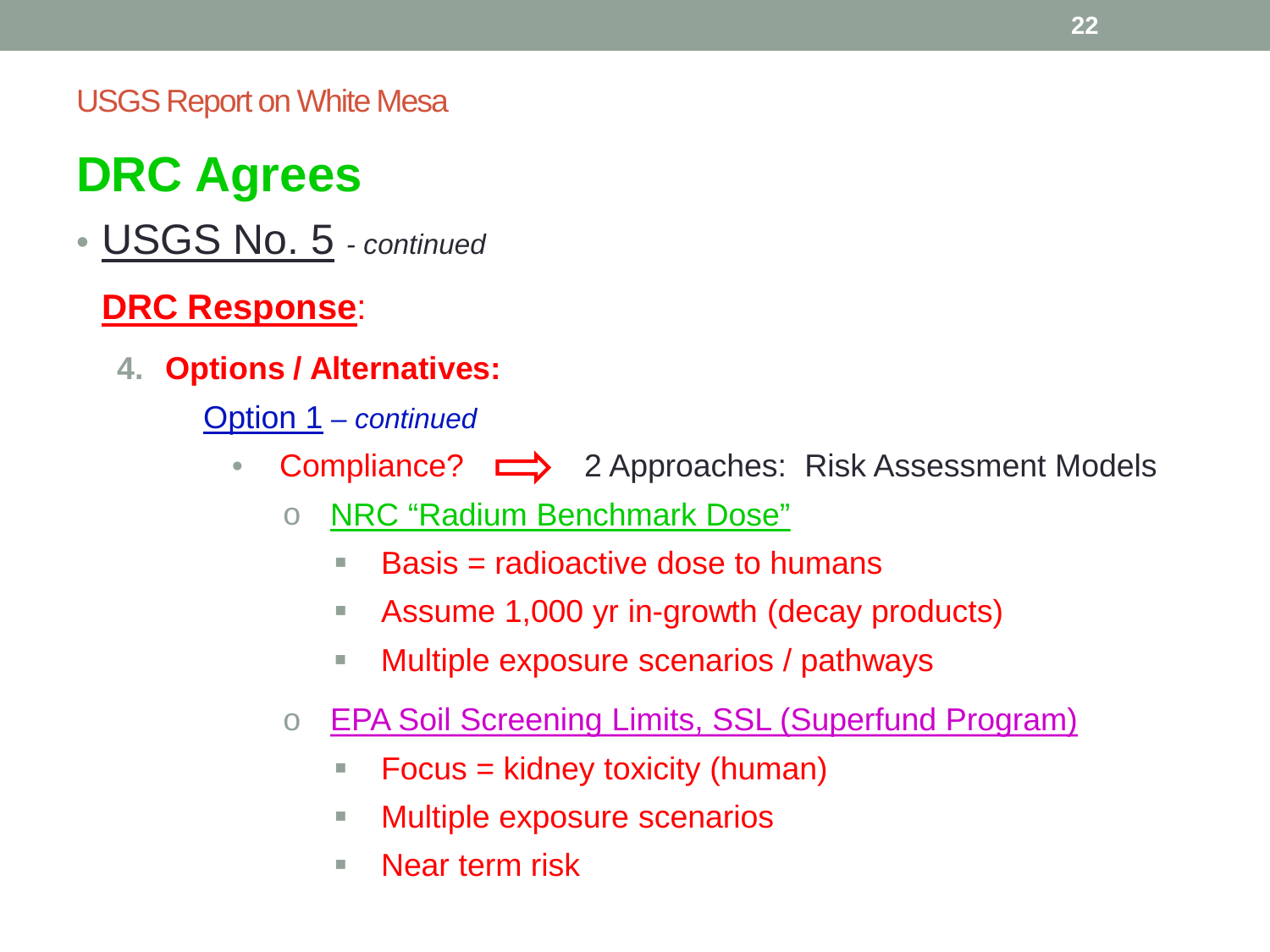USGS Report on White Mesa

# DRC Agrees

- USGS No. 5 *- continued*

**DRC Response**:

4. **Options / Alternatives:**

   Option 1 *– continued*

   - Compliance? ⟹ 2 Approaches: Risk Assessment Models
     - NRC "Radium Benchmark Dose"
       - Basis = radioactive dose to humans
       - Assume 1,000 yr in-growth (decay products)
       - Multiple exposure scenarios / pathways
     - EPA Soil Screening Limits, SSL (Superfund Program)
       - Focus = kidney toxicity (human)
       - Multiple exposure scenarios
       - Near term risk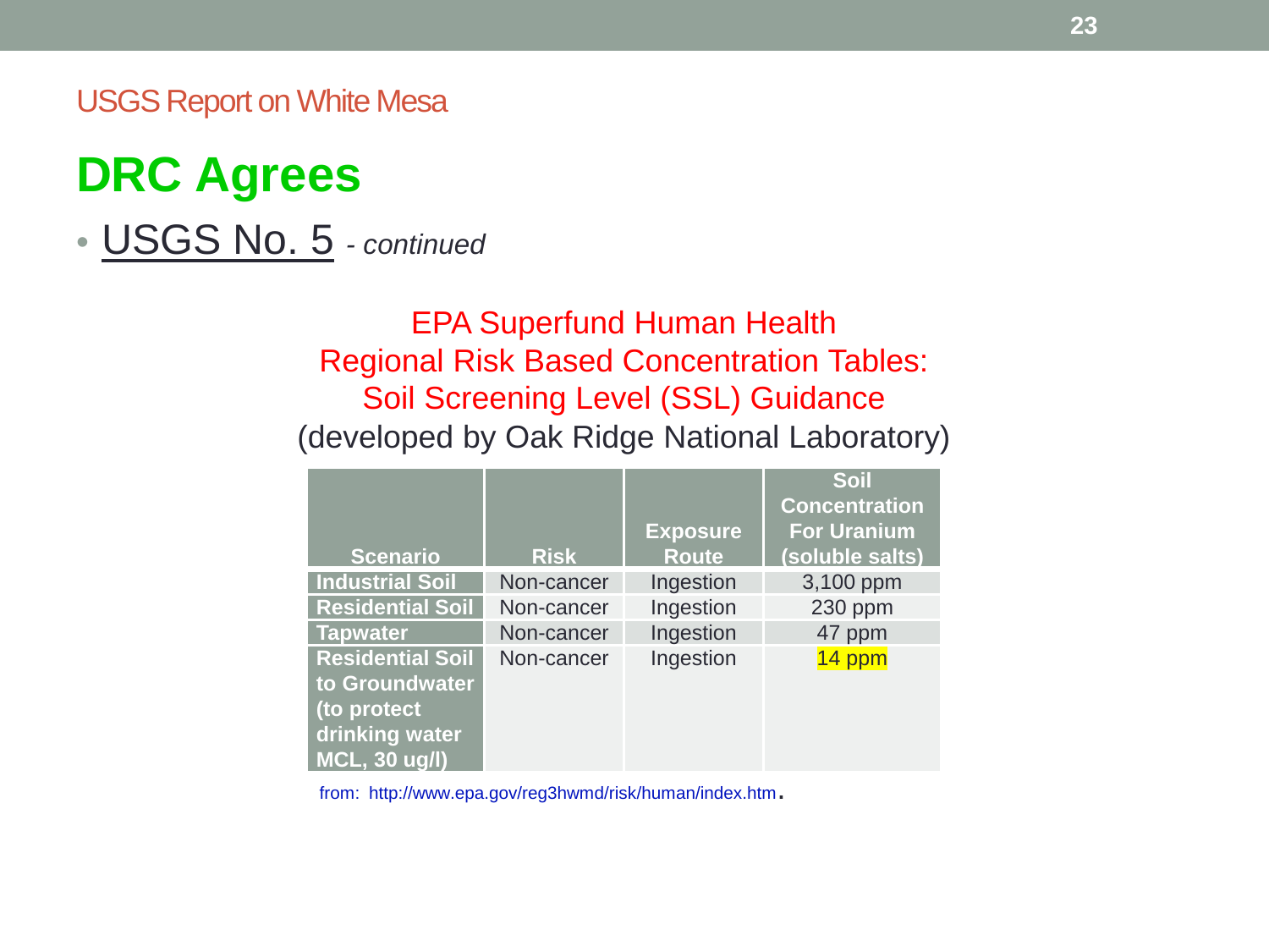USGS Report on White Mesa

# DRC Agrees

- USGS No. 5 *- continued*

EPA Superfund Human Health
Regional Risk Based Concentration Tables:
Soil Screening Level (SSL) Guidance
(developed by Oak Ridge National Laboratory)

| Scenario | Risk | Exposure Route | Soil Concentration For Uranium (soluble salts) |
|---|---|---|---|
| **Industrial Soil** | Non-cancer | Ingestion | 3,100 ppm |
| **Residential Soil** | Non-cancer | Ingestion | 230 ppm |
| **Tapwater** | Non-cancer | Ingestion | 47 ppm |
| **Residential Soil to Groundwater (to protect drinking water MCL, 30 ug/l)** | Non-cancer | Ingestion | 14 ppm |

from: http://www.epa.gov/reg3hwmd/risk/human/index.htm.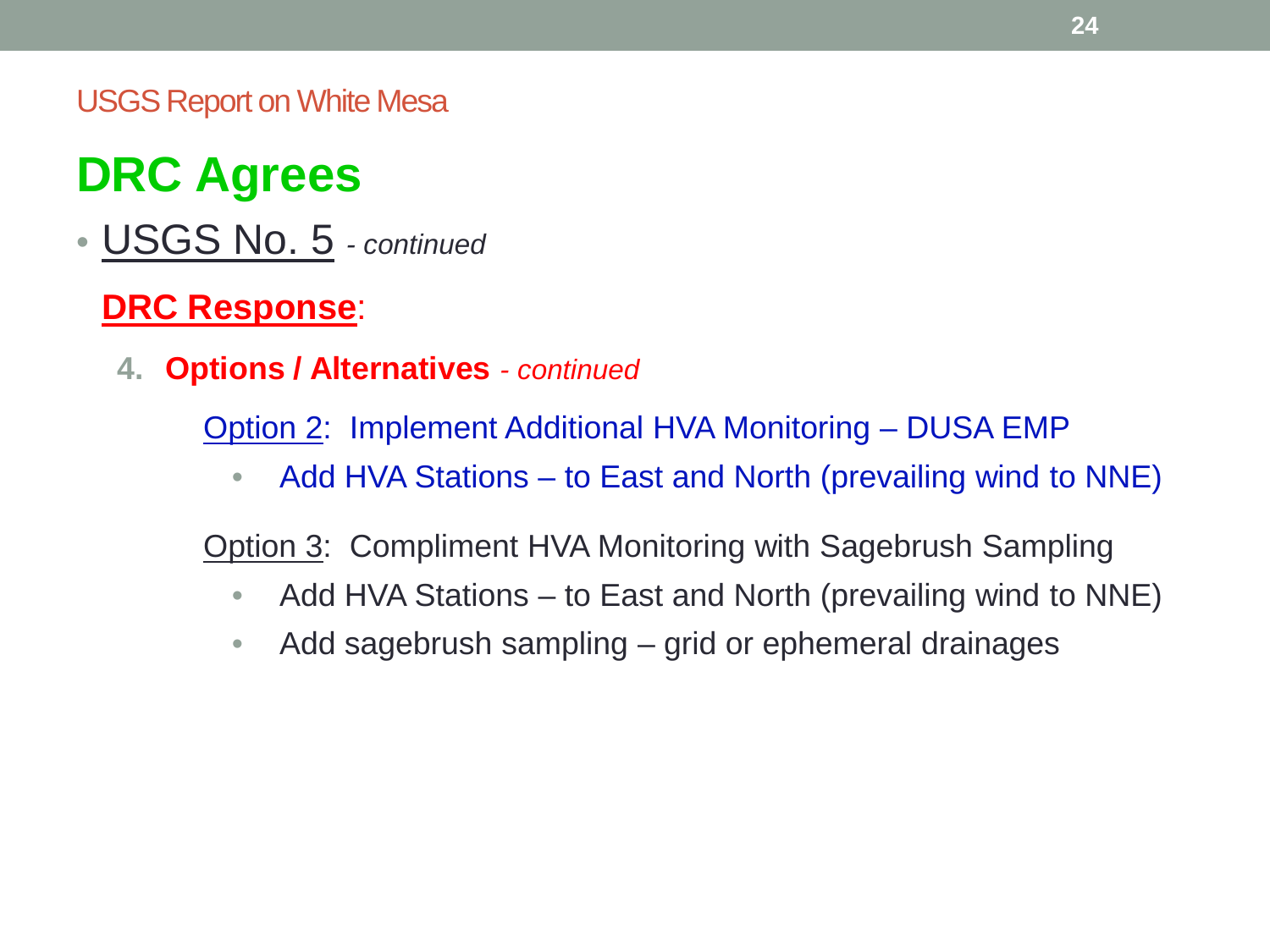USGS Report on White Mesa

# DRC Agrees

- USGS No. 5 *- continued*

**DRC Response**:

4. **Options / Alternatives** *- continued*

Option 2: Implement Additional HVA Monitoring – DUSA EMP

- Add HVA Stations – to East and North (prevailing wind to NNE)

Option 3: Compliment HVA Monitoring with Sagebrush Sampling

- Add HVA Stations – to East and North (prevailing wind to NNE)
- Add sagebrush sampling – grid or ephemeral drainages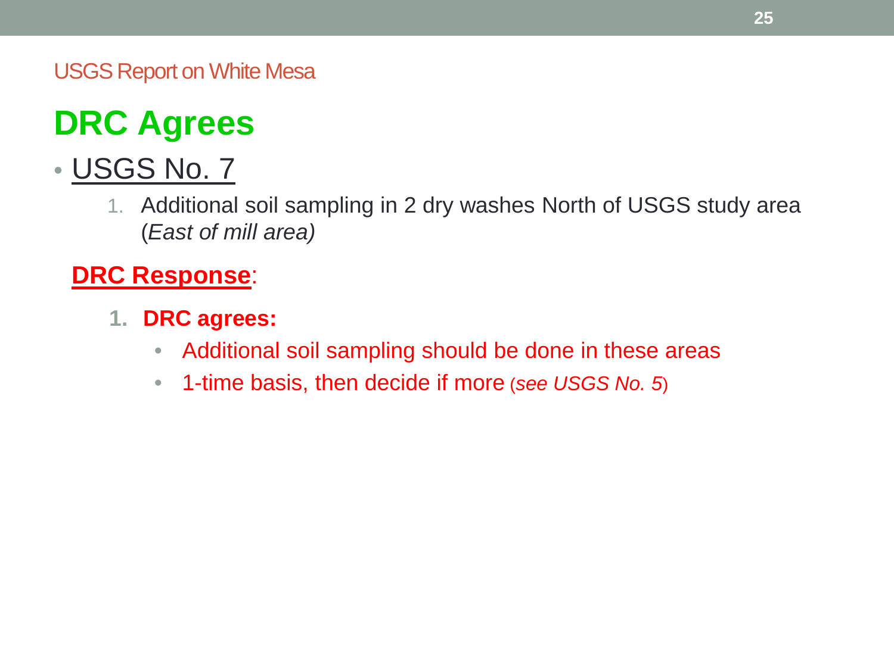USGS Report on White Mesa

# DRC Agrees

- USGS No. 7
  1. Additional soil sampling in 2 dry washes North of USGS study area (*East of mill area)*

**DRC Response**:

1. **DRC agrees:**
   - Additional soil sampling should be done in these areas
   - 1-time basis, then decide if more (*see USGS No. 5*)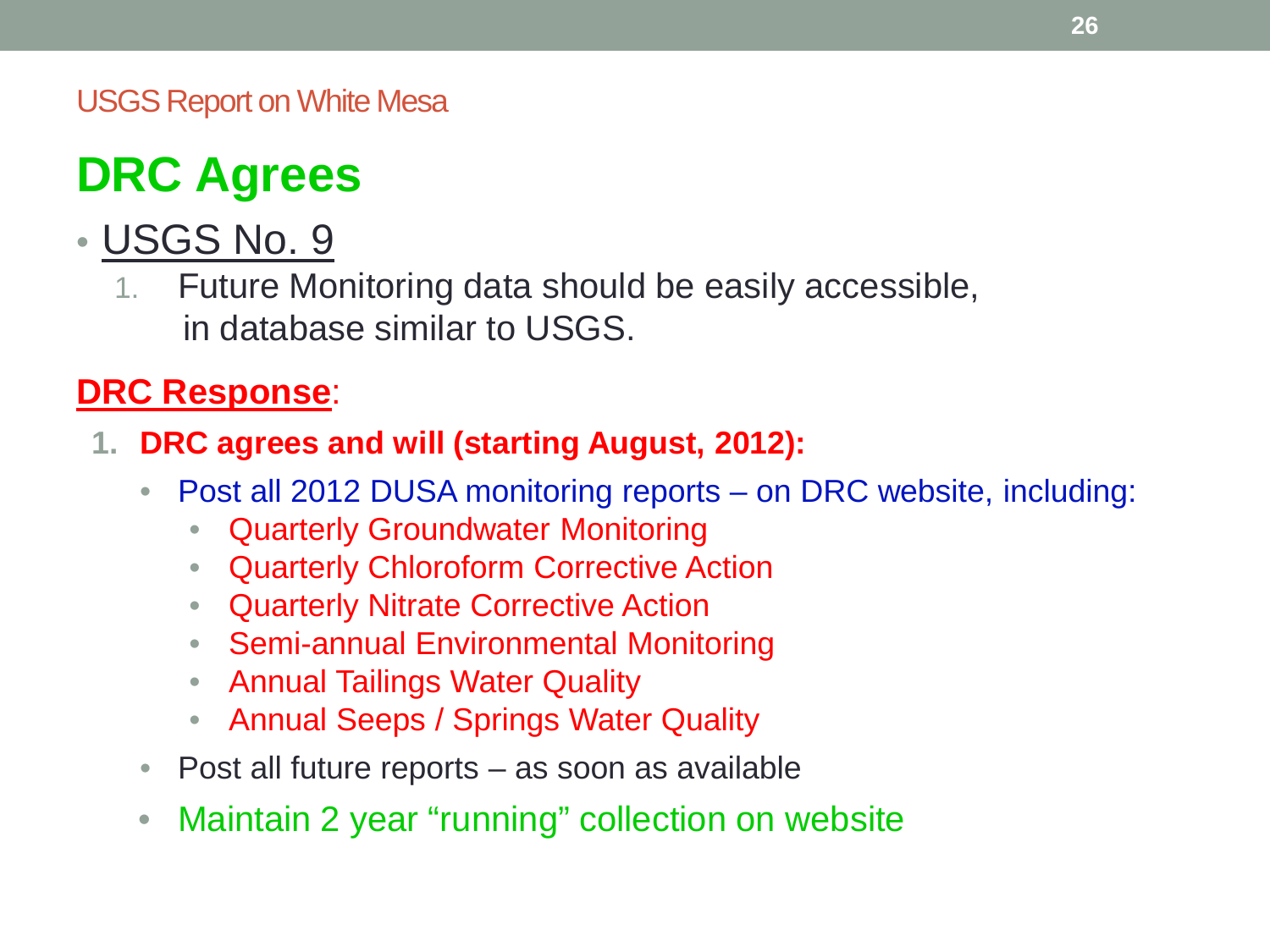USGS Report on White Mesa

# DRC Agrees

- USGS No. 9
  1. Future Monitoring data should be easily accessible, in database similar to USGS.

**DRC Response**:

1. **DRC agrees and will (starting August, 2012):**
   - Post all 2012 DUSA monitoring reports – on DRC website, including:
     - Quarterly Groundwater Monitoring
     - Quarterly Chloroform Corrective Action
     - Quarterly Nitrate Corrective Action
     - Semi-annual Environmental Monitoring
     - Annual Tailings Water Quality
     - Annual Seeps / Springs Water Quality
   - Post all future reports – as soon as available
   - Maintain 2 year "running" collection on website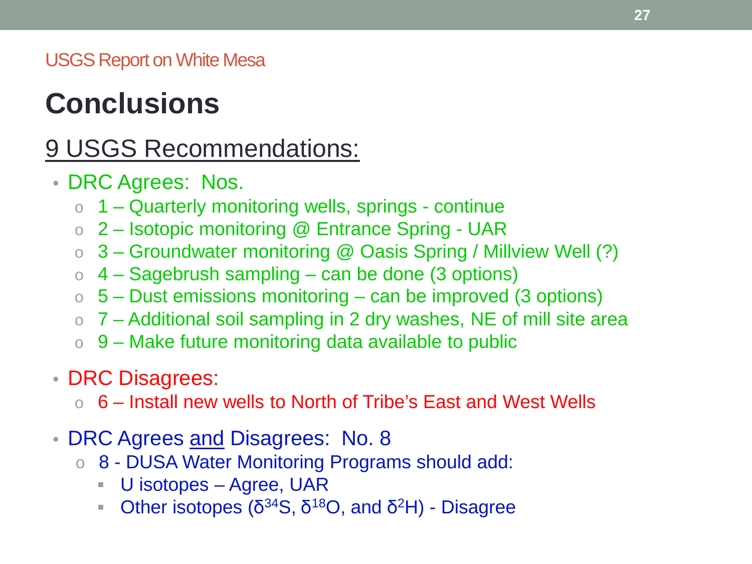USGS Report on White Mesa

# Conclusions

## 9 USGS Recommendations:

- DRC Agrees: Nos.
  - 1 – Quarterly monitoring wells, springs - continue
  - 2 – Isotopic monitoring @ Entrance Spring - UAR
  - 3 – Groundwater monitoring @ Oasis Spring / Millview Well (?)
  - 4 – Sagebrush sampling – can be done (3 options)
  - 5 – Dust emissions monitoring – can be improved (3 options)
  - 7 – Additional soil sampling in 2 dry washes, NE of mill site area
  - 9 – Make future monitoring data available to public
- DRC Disagrees:
  - 6 – Install new wells to North of Tribe's East and West Wells
- DRC Agrees and Disagrees: No. 8
  - 8 - DUSA Water Monitoring Programs should add:
    - U isotopes – Agree, UAR
    - Other isotopes ($\delta^{34}S$, $\delta^{18}O$, and $\delta^{2}H$) - Disagree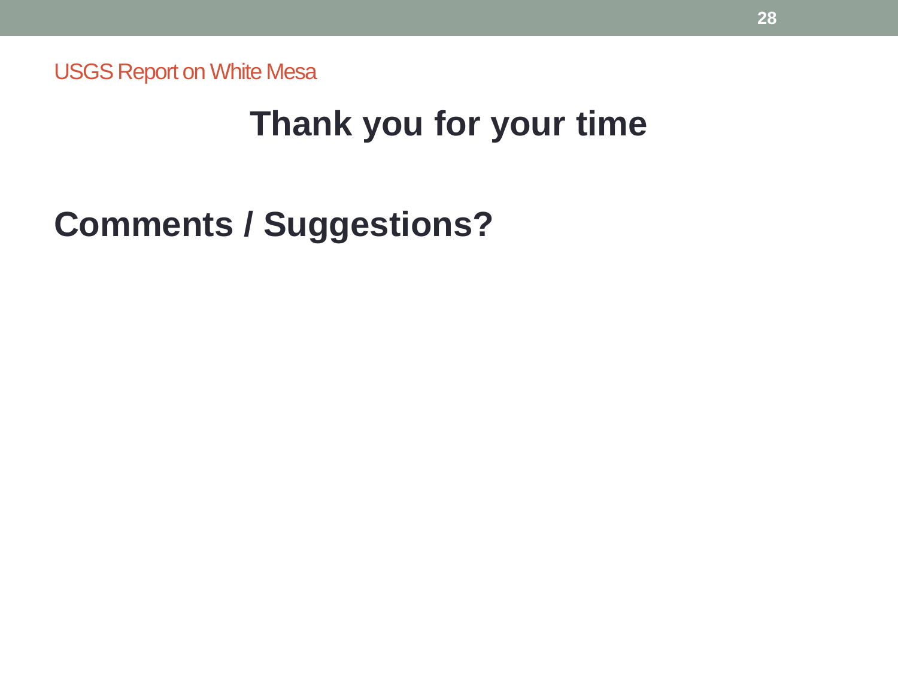USGS Report on White Mesa

# Thank you for your time

## Comments / Suggestions?